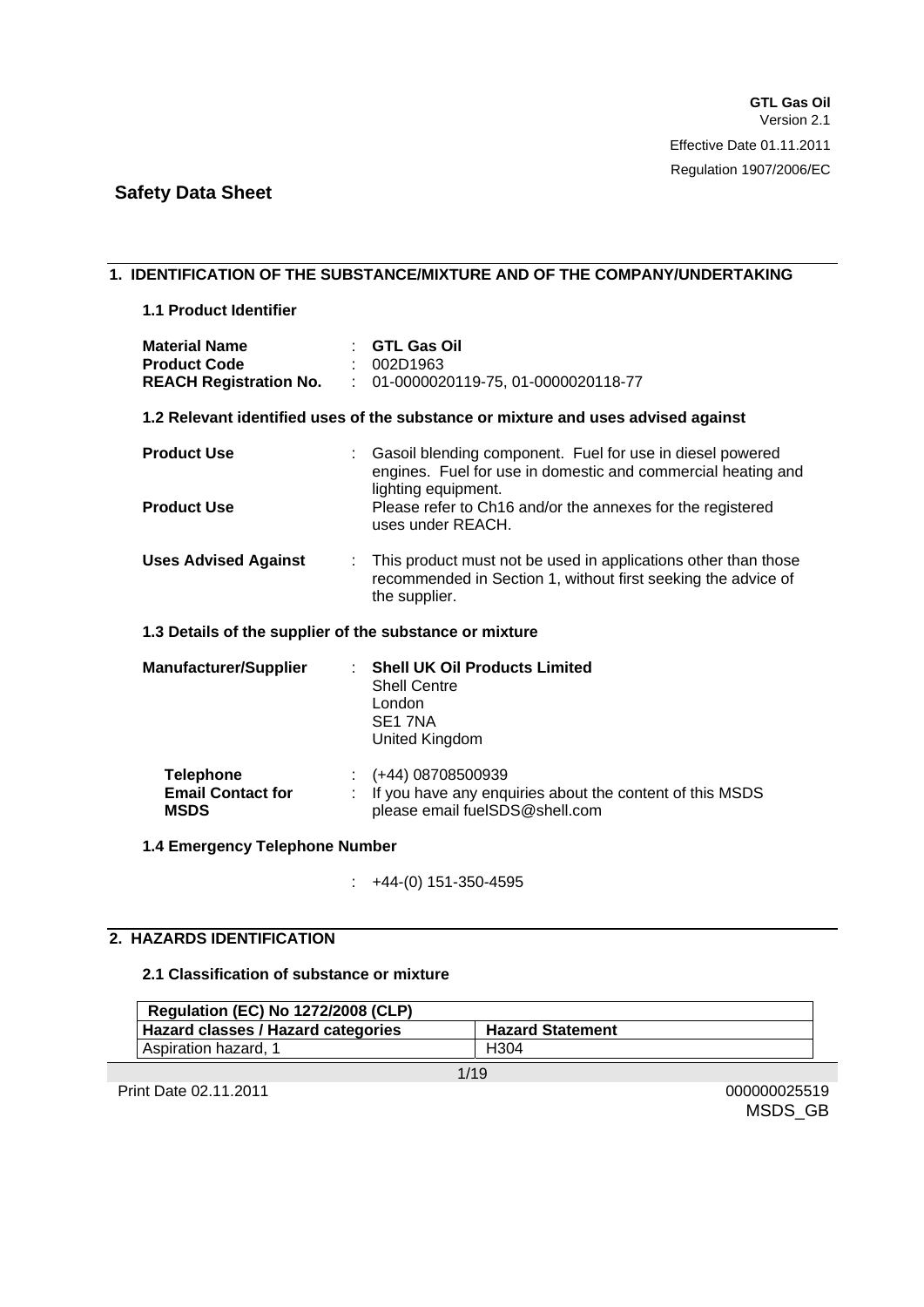**GTL Gas Oil**
Version 2.1
Effective Date 01.11.2011
Regulation 1907/2006/EC

# Safety Data Sheet

## 1. IDENTIFICATION OF THE SUBSTANCE/MIXTURE AND OF THE COMPANY/UNDERTAKING

### 1.1 Product Identifier

**Material Name** : **GTL Gas Oil**
**Product Code** : 002D1963
**REACH Registration No.** : 01-0000020119-75, 01-0000020118-77

### 1.2 Relevant identified uses of the substance or mixture and uses advised against

**Product Use** : Gasoil blending component. Fuel for use in diesel powered engines. Fuel for use in domestic and commercial heating and lighting equipment.
**Product Use** Please refer to Ch16 and/or the annexes for the registered uses under REACH.

**Uses Advised Against** : This product must not be used in applications other than those recommended in Section 1, without first seeking the advice of the supplier.

### 1.3 Details of the supplier of the substance or mixture

**Manufacturer/Supplier** : **Shell UK Oil Products Limited**
Shell Centre
London
SE1 7NA
United Kingdom

**Telephone** : (+44) 08708500939
**Email Contact for MSDS** : If you have any enquiries about the content of this MSDS please email fuelSDS@shell.com

### 1.4 Emergency Telephone Number

: +44-(0) 151-350-4595

## 2. HAZARDS IDENTIFICATION

### 2.1 Classification of substance or mixture

| **Regulation (EC) No 1272/2008 (CLP)** | |
|---|---|
| **Hazard classes / Hazard categories** | **Hazard Statement** |
| Aspiration hazard, 1 | H304 |

Print Date 02.11.2011
000000025519
MSDS_GB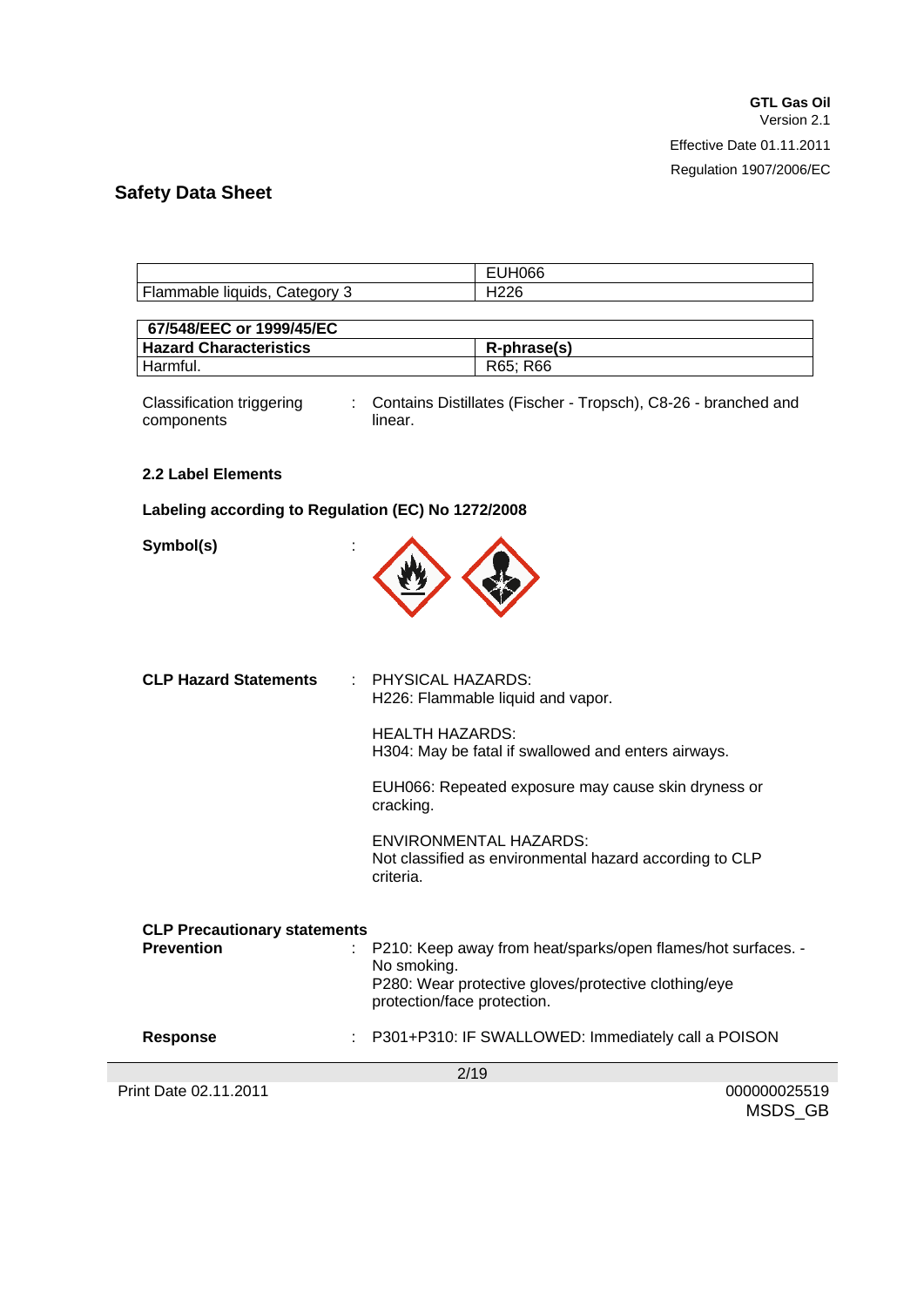|  | EUH066 |
|---|---|
| Flammable liquids, Category 3 | H226 |

| 67/548/EEC or 1999/45/EC | |
|---|---|
| **Hazard Characteristics** | **R-phrase(s)** |
| Harmful. | R65; R66 |

Classification triggering components : Contains Distillates (Fischer - Tropsch), C8-26 - branched and linear.

**2.2 Label Elements**

**Labeling according to Regulation (EC) No 1272/2008**

**Symbol(s)** :

**CLP Hazard Statements** : PHYSICAL HAZARDS:
H226: Flammable liquid and vapor.

HEALTH HAZARDS:
H304: May be fatal if swallowed and enters airways.

EUH066: Repeated exposure may cause skin dryness or cracking.

ENVIRONMENTAL HAZARDS:
Not classified as environmental hazard according to CLP criteria.

**CLP Precautionary statements**

**Prevention** : P210: Keep away from heat/sparks/open flames/hot surfaces. - No smoking.
P280: Wear protective gloves/protective clothing/eye protection/face protection.

**Response** : P301+P310: IF SWALLOWED: Immediately call a POISON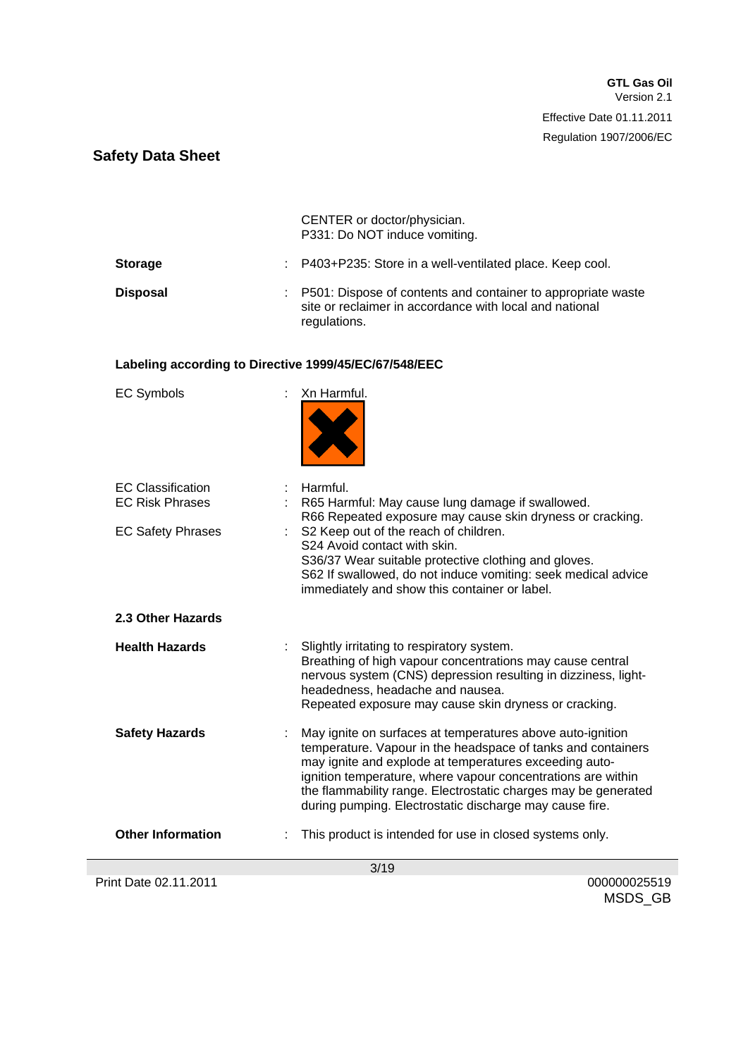CENTER or doctor/physician.
P331: Do NOT induce vomiting.

**Storage** : P403+P235: Store in a well-ventilated place. Keep cool.

**Disposal** : P501: Dispose of contents and container to appropriate waste site or reclaimer in accordance with local and national regulations.

**Labeling according to Directive 1999/45/EC/67/548/EEC**

EC Symbols : Xn Harmful.

EC Classification : Harmful.

EC Risk Phrases : R65 Harmful: May cause lung damage if swallowed.
R66 Repeated exposure may cause skin dryness or cracking.

EC Safety Phrases : S2 Keep out of the reach of children.
S24 Avoid contact with skin.
S36/37 Wear suitable protective clothing and gloves.
S62 If swallowed, do not induce vomiting: seek medical advice immediately and show this container or label.

**2.3 Other Hazards**

**Health Hazards** : Slightly irritating to respiratory system.
Breathing of high vapour concentrations may cause central nervous system (CNS) depression resulting in dizziness, light-headedness, headache and nausea.
Repeated exposure may cause skin dryness or cracking.

**Safety Hazards** : May ignite on surfaces at temperatures above auto-ignition temperature. Vapour in the headspace of tanks and containers may ignite and explode at temperatures exceeding auto-ignition temperature, where vapour concentrations are within the flammability range. Electrostatic charges may be generated during pumping. Electrostatic discharge may cause fire.

**Other Information** : This product is intended for use in closed systems only.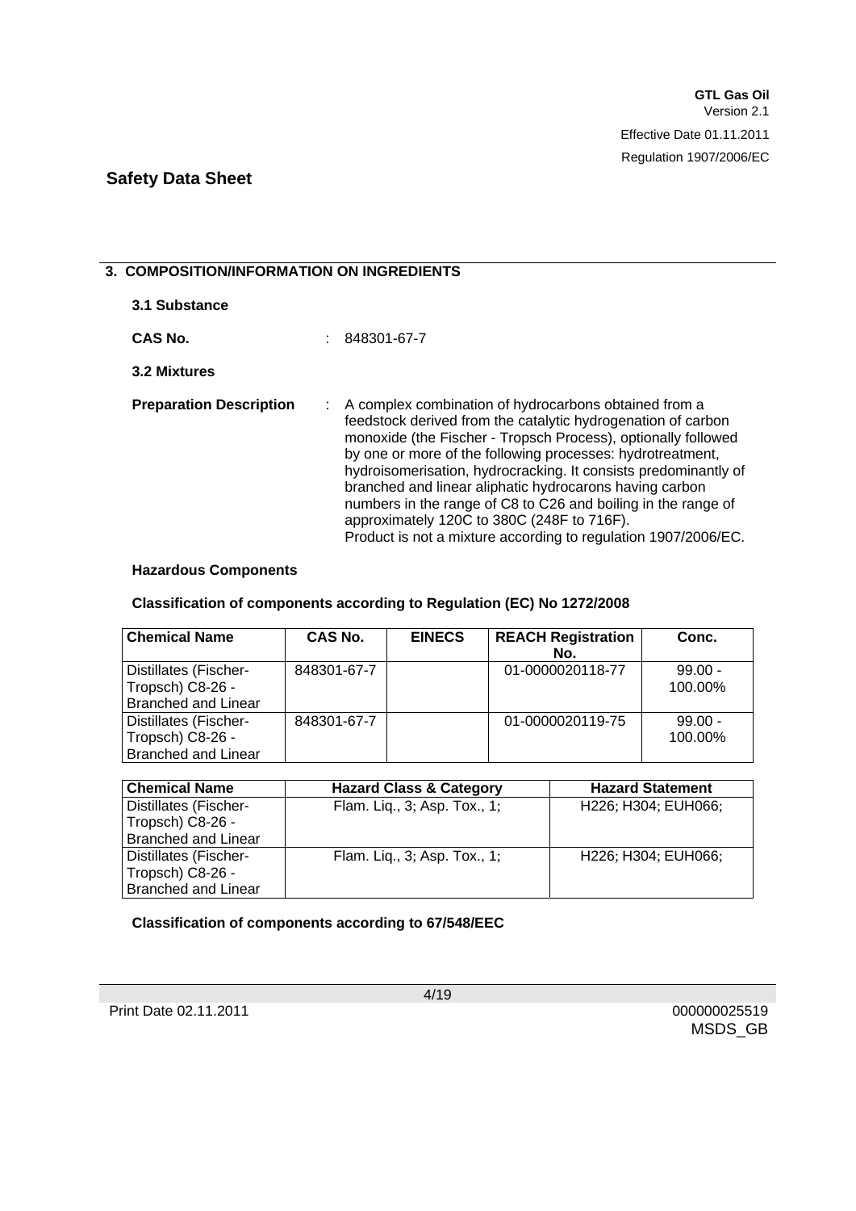## 3. COMPOSITION/INFORMATION ON INGREDIENTS

### 3.1 Substance

**CAS No.** : 848301-67-7

### 3.2 Mixtures

**Preparation Description** : A complex combination of hydrocarbons obtained from a feedstock derived from the catalytic hydrogenation of carbon monoxide (the Fischer - Tropsch Process), optionally followed by one or more of the following processes: hydrotreatment, hydroisomerisation, hydrocracking. It consists predominantly of branched and linear aliphatic hydrocarons having carbon numbers in the range of C8 to C26 and boiling in the range of approximately 120C to 380C (248F to 716F).
Product is not a mixture according to regulation 1907/2006/EC.

**Hazardous Components**

**Classification of components according to Regulation (EC) No 1272/2008**

| Chemical Name | CAS No. | EINECS | REACH Registration No. | Conc. |
|---|---|---|---|---|
| Distillates (Fischer-Tropsch) C8-26 - Branched and Linear | 848301-67-7 | | 01-0000020118-77 | 99.00 - 100.00% |
| Distillates (Fischer-Tropsch) C8-26 - Branched and Linear | 848301-67-7 | | 01-0000020119-75 | 99.00 - 100.00% |

| Chemical Name | Hazard Class & Category | Hazard Statement |
|---|---|---|
| Distillates (Fischer-Tropsch) C8-26 - Branched and Linear | Flam. Liq., 3; Asp. Tox., 1; | H226; H304; EUH066; |
| Distillates (Fischer-Tropsch) C8-26 - Branched and Linear | Flam. Liq., 3; Asp. Tox., 1; | H226; H304; EUH066; |

**Classification of components according to 67/548/EEC**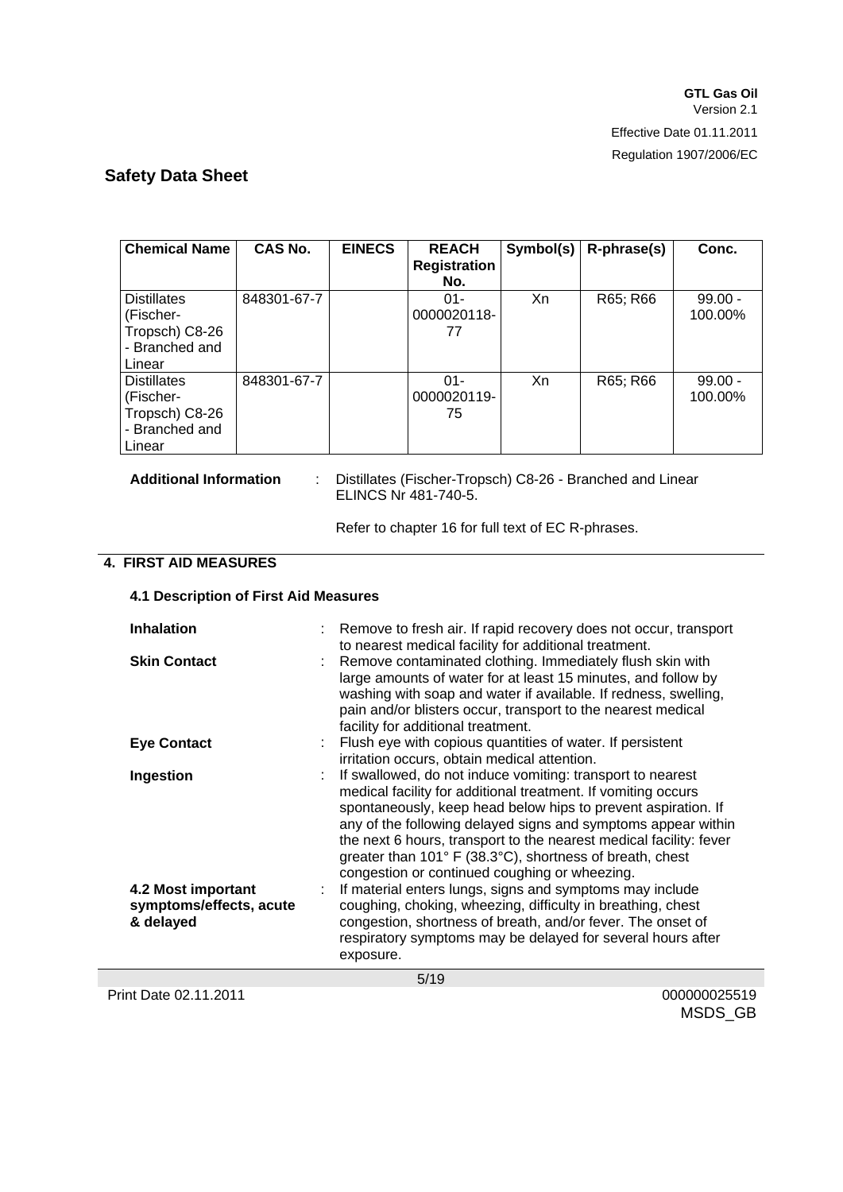| Chemical Name | CAS No. | EINECS | REACH Registration No. | Symbol(s) | R-phrase(s) | Conc. |
|---|---|---|---|---|---|---|
| Distillates (Fischer-Tropsch) C8-26 - Branched and Linear | 848301-67-7 | | 01-0000020118-77 | Xn | R65; R66 | 99.00 - 100.00% |
| Distillates (Fischer-Tropsch) C8-26 - Branched and Linear | 848301-67-7 | | 01-0000020119-75 | Xn | R65; R66 | 99.00 - 100.00% |

**Additional Information** : Distillates (Fischer-Tropsch) C8-26 - Branched and Linear ELINCS Nr 481-740-5.

Refer to chapter 16 for full text of EC R-phrases.

## 4. FIRST AID MEASURES

### 4.1 Description of First Aid Measures

**Inhalation** : Remove to fresh air. If rapid recovery does not occur, transport to nearest medical facility for additional treatment.

**Skin Contact** : Remove contaminated clothing. Immediately flush skin with large amounts of water for at least 15 minutes, and follow by washing with soap and water if available. If redness, swelling, pain and/or blisters occur, transport to the nearest medical facility for additional treatment.

**Eye Contact** : Flush eye with copious quantities of water. If persistent irritation occurs, obtain medical attention.

**Ingestion** : If swallowed, do not induce vomiting: transport to nearest medical facility for additional treatment. If vomiting occurs spontaneously, keep head below hips to prevent aspiration. If any of the following delayed signs and symptoms appear within the next 6 hours, transport to the nearest medical facility: fever greater than 101° F (38.3°C), shortness of breath, chest congestion or continued coughing or wheezing.

**4.2 Most important symptoms/effects, acute & delayed** : If material enters lungs, signs and symptoms may include coughing, choking, wheezing, difficulty in breathing, chest congestion, shortness of breath, and/or fever. The onset of respiratory symptoms may be delayed for several hours after exposure.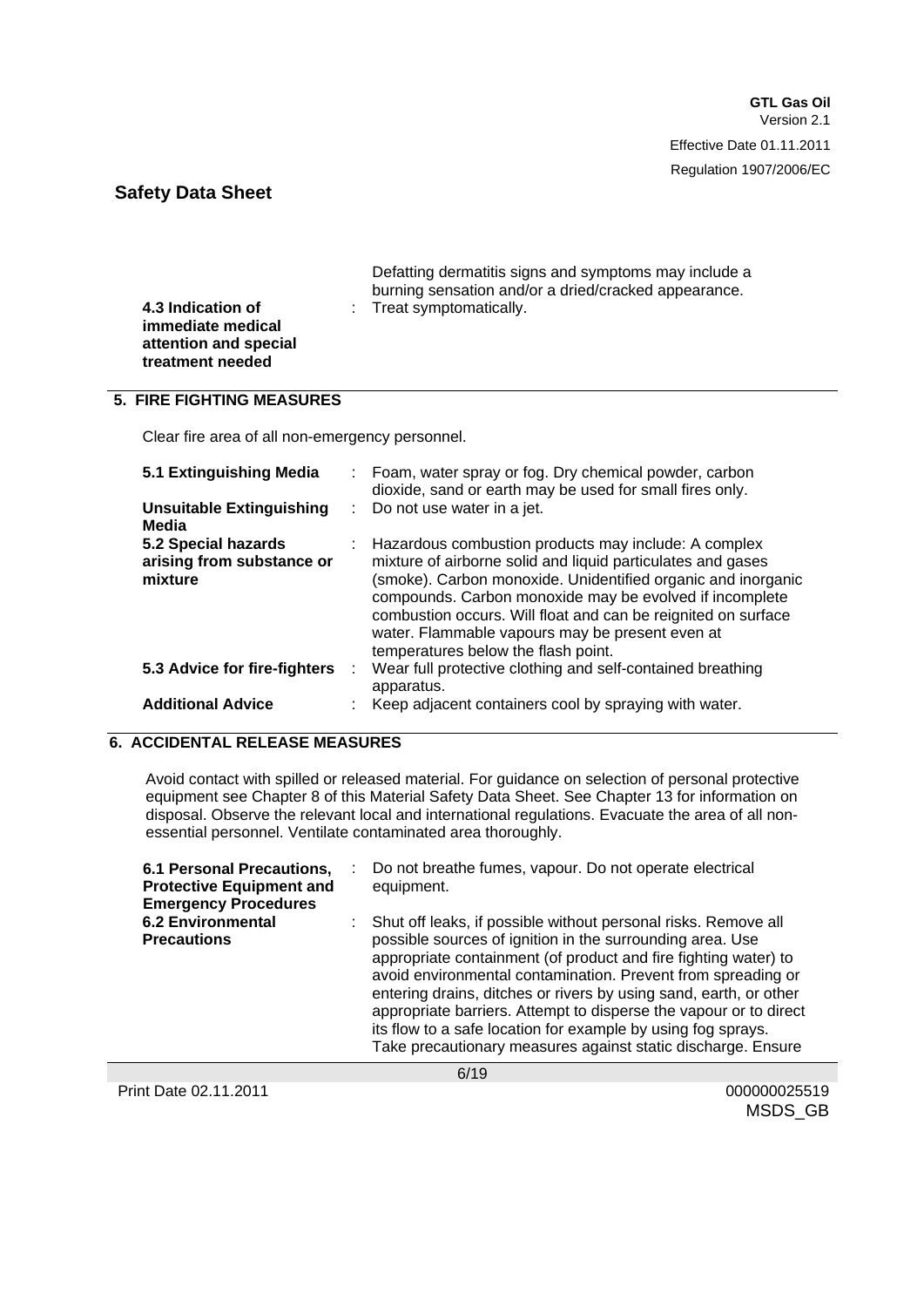Defatting dermatitis signs and symptoms may include a burning sensation and/or a dried/cracked appearance.

| | | |
|---|---|---|
| **4.3 Indication of immediate medical attention and special treatment needed** | : | Treat symptomatically. |

## 5. FIRE FIGHTING MEASURES

Clear fire area of all non-emergency personnel.

| | | |
|---|---|---|
| **5.1 Extinguishing Media** | : | Foam, water spray or fog. Dry chemical powder, carbon dioxide, sand or earth may be used for small fires only. |
| **Unsuitable Extinguishing Media** | : | Do not use water in a jet. |
| **5.2 Special hazards arising from substance or mixture** | : | Hazardous combustion products may include: A complex mixture of airborne solid and liquid particulates and gases (smoke). Carbon monoxide. Unidentified organic and inorganic compounds. Carbon monoxide may be evolved if incomplete combustion occurs. Will float and can be reignited on surface water. Flammable vapours may be present even at temperatures below the flash point. |
| **5.3 Advice for fire-fighters** | : | Wear full protective clothing and self-contained breathing apparatus. |
| **Additional Advice** | : | Keep adjacent containers cool by spraying with water. |

## 6. ACCIDENTAL RELEASE MEASURES

Avoid contact with spilled or released material. For guidance on selection of personal protective equipment see Chapter 8 of this Material Safety Data Sheet. See Chapter 13 for information on disposal. Observe the relevant local and international regulations. Evacuate the area of all non-essential personnel. Ventilate contaminated area thoroughly.

| | | |
|---|---|---|
| **6.1 Personal Precautions, Protective Equipment and Emergency Procedures** | : | Do not breathe fumes, vapour. Do not operate electrical equipment. |
| **6.2 Environmental Precautions** | : | Shut off leaks, if possible without personal risks. Remove all possible sources of ignition in the surrounding area. Use appropriate containment (of product and fire fighting water) to avoid environmental contamination. Prevent from spreading or entering drains, ditches or rivers by using sand, earth, or other appropriate barriers. Attempt to disperse the vapour or to direct its flow to a safe location for example by using fog sprays. Take precautionary measures against static discharge. Ensure |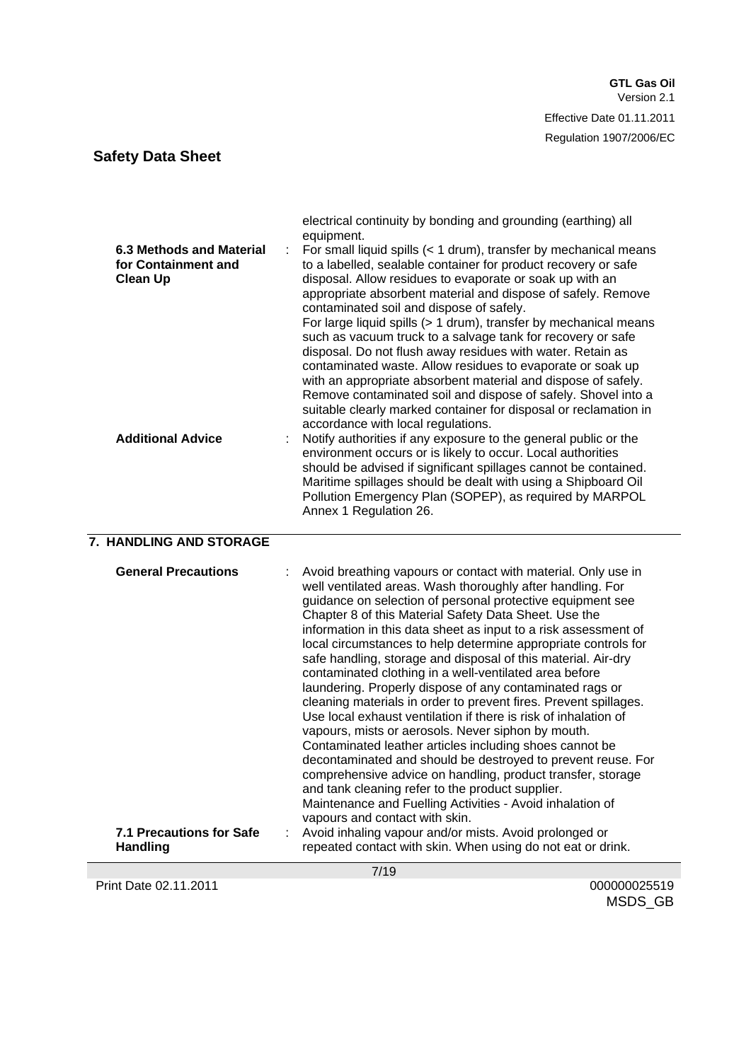electrical continuity by bonding and grounding (earthing) all equipment.

**6.3 Methods and Material for Containment and Clean Up** : For small liquid spills (< 1 drum), transfer by mechanical means to a labelled, sealable container for product recovery or safe disposal. Allow residues to evaporate or soak up with an appropriate absorbent material and dispose of safely. Remove contaminated soil and dispose of safely.
For large liquid spills (> 1 drum), transfer by mechanical means such as vacuum truck to a salvage tank for recovery or safe disposal. Do not flush away residues with water. Retain as contaminated waste. Allow residues to evaporate or soak up with an appropriate absorbent material and dispose of safely. Remove contaminated soil and dispose of safely. Shovel into a suitable clearly marked container for disposal or reclamation in accordance with local regulations.

**Additional Advice** : Notify authorities if any exposure to the general public or the environment occurs or is likely to occur. Local authorities should be advised if significant spillages cannot be contained. Maritime spillages should be dealt with using a Shipboard Oil Pollution Emergency Plan (SOPEP), as required by MARPOL Annex 1 Regulation 26.

## 7. HANDLING AND STORAGE

**General Precautions** : Avoid breathing vapours or contact with material. Only use in well ventilated areas. Wash thoroughly after handling. For guidance on selection of personal protective equipment see Chapter 8 of this Material Safety Data Sheet. Use the information in this data sheet as input to a risk assessment of local circumstances to help determine appropriate controls for safe handling, storage and disposal of this material. Air-dry contaminated clothing in a well-ventilated area before laundering. Properly dispose of any contaminated rags or cleaning materials in order to prevent fires. Prevent spillages. Use local exhaust ventilation if there is risk of inhalation of vapours, mists or aerosols. Never siphon by mouth. Contaminated leather articles including shoes cannot be decontaminated and should be destroyed to prevent reuse. For comprehensive advice on handling, product transfer, storage and tank cleaning refer to the product supplier.
Maintenance and Fuelling Activities - Avoid inhalation of vapours and contact with skin.

**7.1 Precautions for Safe Handling** : Avoid inhaling vapour and/or mists. Avoid prolonged or repeated contact with skin. When using do not eat or drink.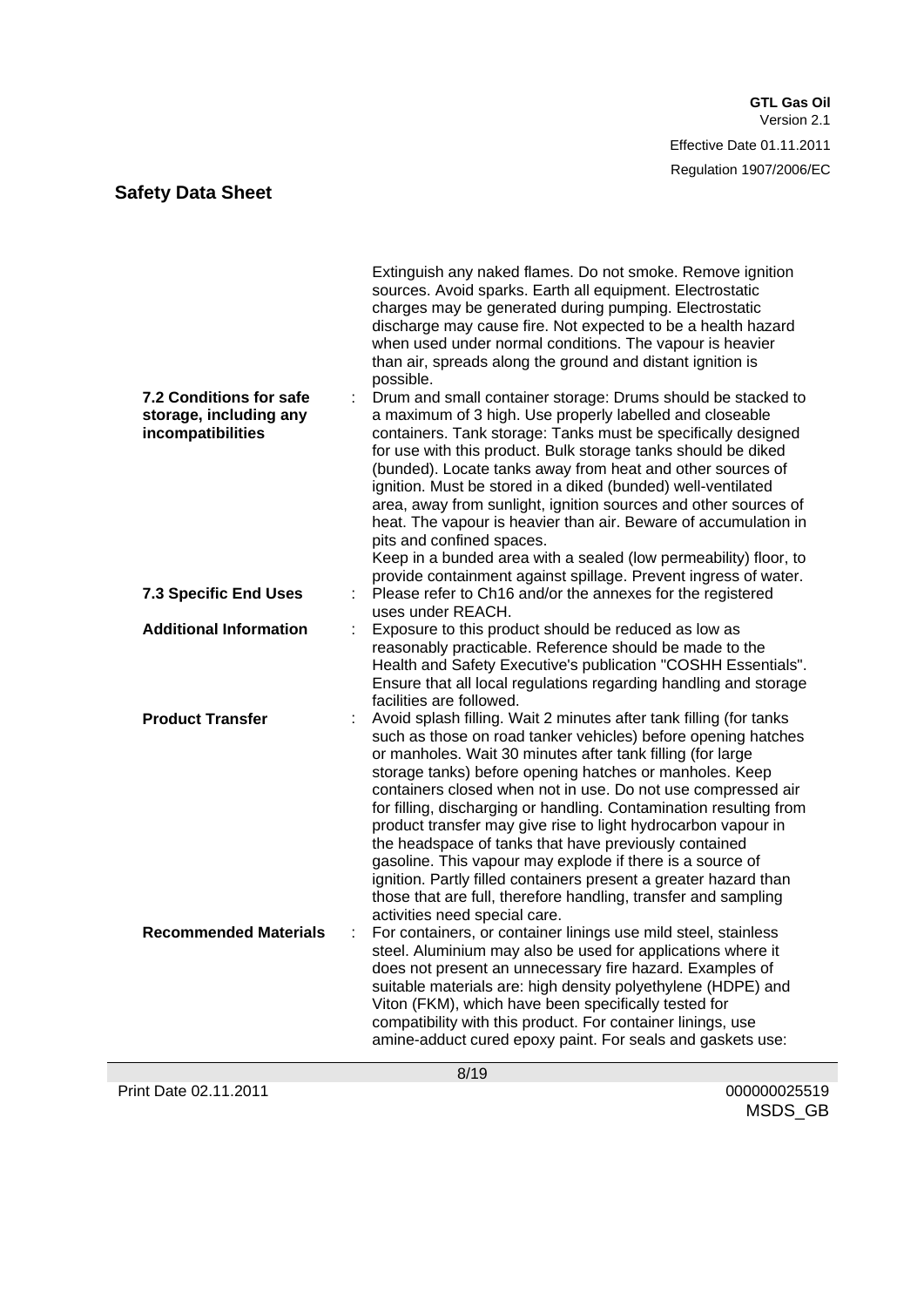Extinguish any naked flames. Do not smoke. Remove ignition sources. Avoid sparks. Earth all equipment. Electrostatic charges may be generated during pumping. Electrostatic discharge may cause fire. Not expected to be a health hazard when used under normal conditions. The vapour is heavier than air, spreads along the ground and distant ignition is possible.

**7.2 Conditions for safe storage, including any incompatibilities** : Drum and small container storage: Drums should be stacked to a maximum of 3 high. Use properly labelled and closeable containers. Tank storage: Tanks must be specifically designed for use with this product. Bulk storage tanks should be diked (bunded). Locate tanks away from heat and other sources of ignition. Must be stored in a diked (bunded) well-ventilated area, away from sunlight, ignition sources and other sources of heat. The vapour is heavier than air. Beware of accumulation in pits and confined spaces.
Keep in a bunded area with a sealed (low permeability) floor, to provide containment against spillage. Prevent ingress of water.

**7.3 Specific End Uses** : Please refer to Ch16 and/or the annexes for the registered uses under REACH.

**Additional Information** : Exposure to this product should be reduced as low as reasonably practicable. Reference should be made to the Health and Safety Executive's publication "COSHH Essentials". Ensure that all local regulations regarding handling and storage facilities are followed.

**Product Transfer** : Avoid splash filling. Wait 2 minutes after tank filling (for tanks such as those on road tanker vehicles) before opening hatches or manholes. Wait 30 minutes after tank filling (for large storage tanks) before opening hatches or manholes. Keep containers closed when not in use. Do not use compressed air for filling, discharging or handling. Contamination resulting from product transfer may give rise to light hydrocarbon vapour in the headspace of tanks that have previously contained gasoline. This vapour may explode if there is a source of ignition. Partly filled containers present a greater hazard than those that are full, therefore handling, transfer and sampling activities need special care.

**Recommended Materials** : For containers, or container linings use mild steel, stainless steel. Aluminium may also be used for applications where it does not present an unnecessary fire hazard. Examples of suitable materials are: high density polyethylene (HDPE) and Viton (FKM), which have been specifically tested for compatibility with this product. For container linings, use amine-adduct cured epoxy paint. For seals and gaskets use: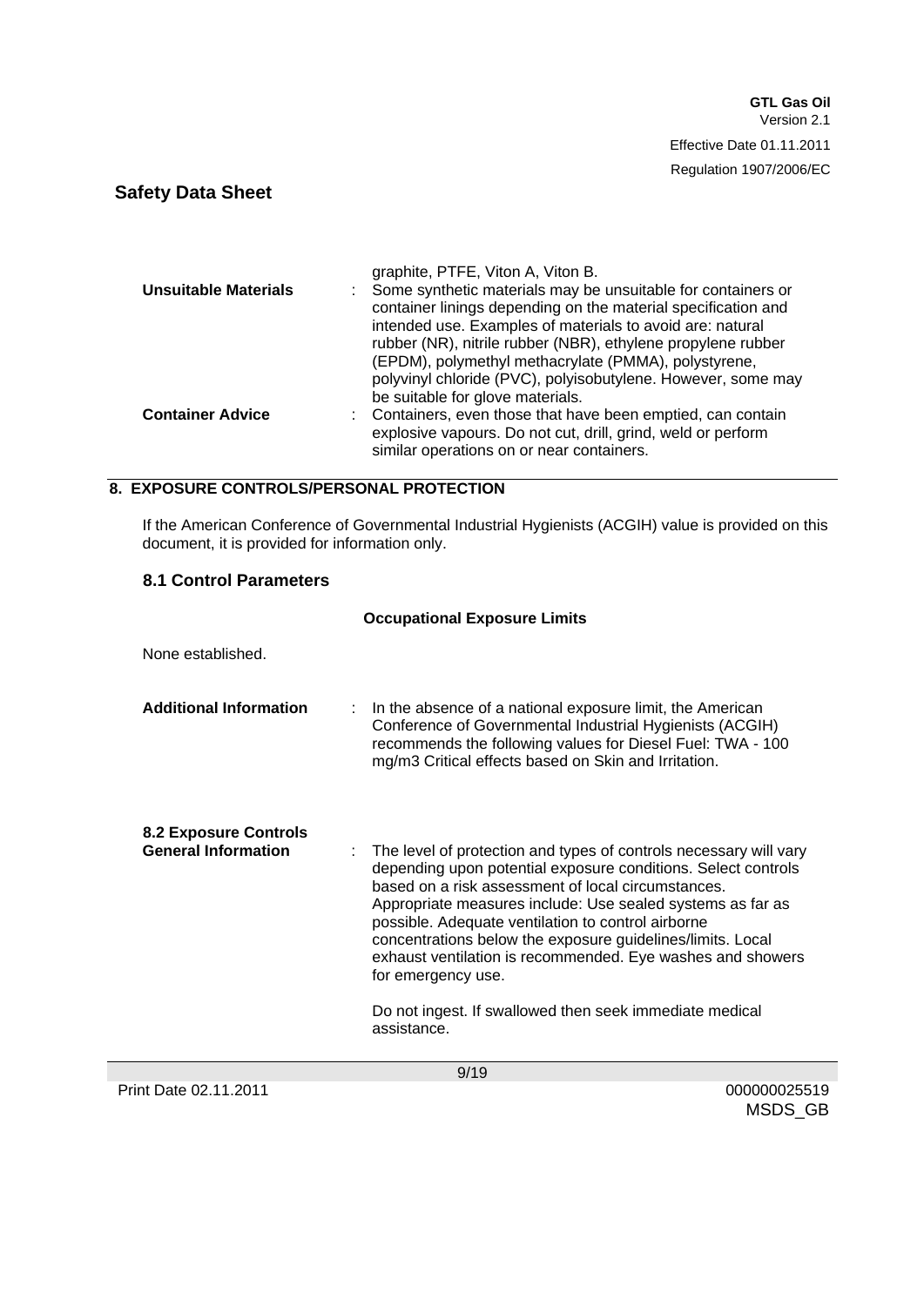graphite, PTFE, Viton A, Viton B.

**Unsuitable Materials** : Some synthetic materials may be unsuitable for containers or container linings depending on the material specification and intended use. Examples of materials to avoid are: natural rubber (NR), nitrile rubber (NBR), ethylene propylene rubber (EPDM), polymethyl methacrylate (PMMA), polystyrene, polyvinyl chloride (PVC), polyisobutylene. However, some may be suitable for glove materials.

**Container Advice** : Containers, even those that have been emptied, can contain explosive vapours. Do not cut, drill, grind, weld or perform similar operations on or near containers.

## 8. EXPOSURE CONTROLS/PERSONAL PROTECTION

If the American Conference of Governmental Industrial Hygienists (ACGIH) value is provided on this document, it is provided for information only.

### 8.1 Control Parameters

**Occupational Exposure Limits**

None established.

**Additional Information** : In the absence of a national exposure limit, the American Conference of Governmental Industrial Hygienists (ACGIH) recommends the following values for Diesel Fuel: TWA - 100 mg/m3 Critical effects based on Skin and Irritation.

### 8.2 Exposure Controls

**General Information** : The level of protection and types of controls necessary will vary depending upon potential exposure conditions. Select controls based on a risk assessment of local circumstances. Appropriate measures include: Use sealed systems as far as possible. Adequate ventilation to control airborne concentrations below the exposure guidelines/limits. Local exhaust ventilation is recommended. Eye washes and showers for emergency use.

Do not ingest. If swallowed then seek immediate medical assistance.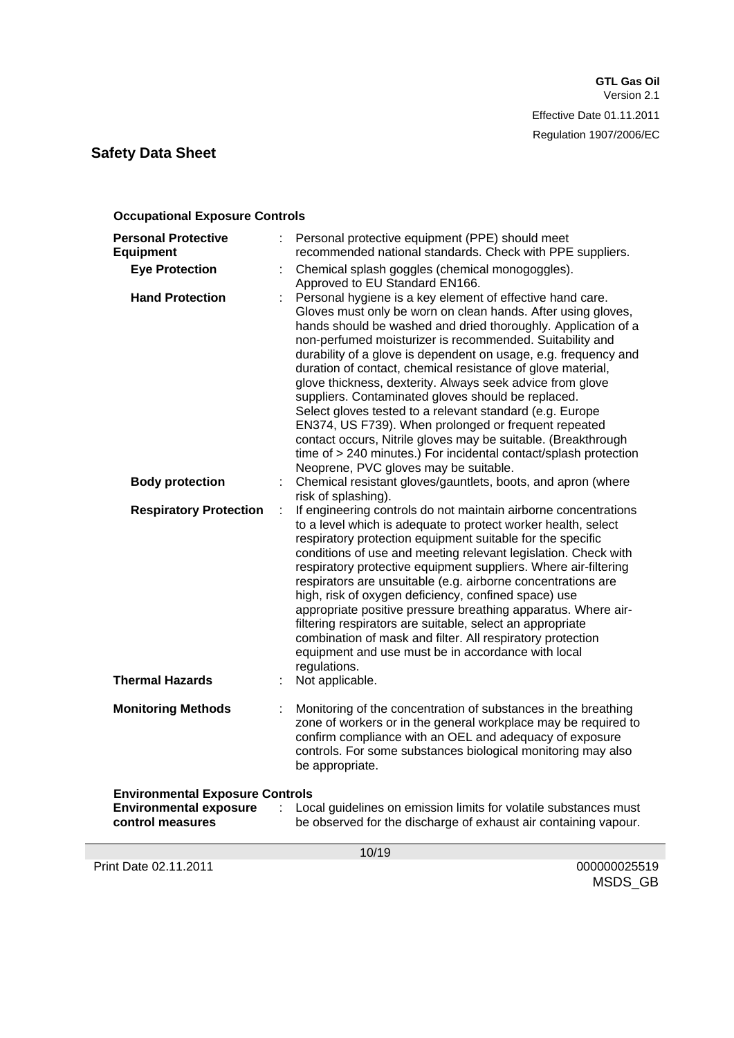### Occupational Exposure Controls

| | |
|---|---|
| **Personal Protective Equipment** | Personal protective equipment (PPE) should meet recommended national standards. Check with PPE suppliers. |
| **Eye Protection** | Chemical splash goggles (chemical monogoggles). Approved to EU Standard EN166. |
| **Hand Protection** | Personal hygiene is a key element of effective hand care. Gloves must only be worn on clean hands. After using gloves, hands should be washed and dried thoroughly. Application of a non-perfumed moisturizer is recommended. Suitability and durability of a glove is dependent on usage, e.g. frequency and duration of contact, chemical resistance of glove material, glove thickness, dexterity. Always seek advice from glove suppliers. Contaminated gloves should be replaced. Select gloves tested to a relevant standard (e.g. Europe EN374, US F739). When prolonged or frequent repeated contact occurs, Nitrile gloves may be suitable. (Breakthrough time of > 240 minutes.) For incidental contact/splash protection Neoprene, PVC gloves may be suitable. |
| **Body protection** | Chemical resistant gloves/gauntlets, boots, and apron (where risk of splashing). |
| **Respiratory Protection** | If engineering controls do not maintain airborne concentrations to a level which is adequate to protect worker health, select respiratory protection equipment suitable for the specific conditions of use and meeting relevant legislation. Check with respiratory protective equipment suppliers. Where air-filtering respirators are unsuitable (e.g. airborne concentrations are high, risk of oxygen deficiency, confined space) use appropriate positive pressure breathing apparatus. Where air-filtering respirators are suitable, select an appropriate combination of mask and filter. All respiratory protection equipment and use must be in accordance with local regulations. |
| **Thermal Hazards** | Not applicable. |
| **Monitoring Methods** | Monitoring of the concentration of substances in the breathing zone of workers or in the general workplace may be required to confirm compliance with an OEL and adequacy of exposure controls. For some substances biological monitoring may also be appropriate. |

### Environmental Exposure Controls

| | |
|---|---|
| **Environmental exposure control measures** | Local guidelines on emission limits for volatile substances must be observed for the discharge of exhaust air containing vapour. |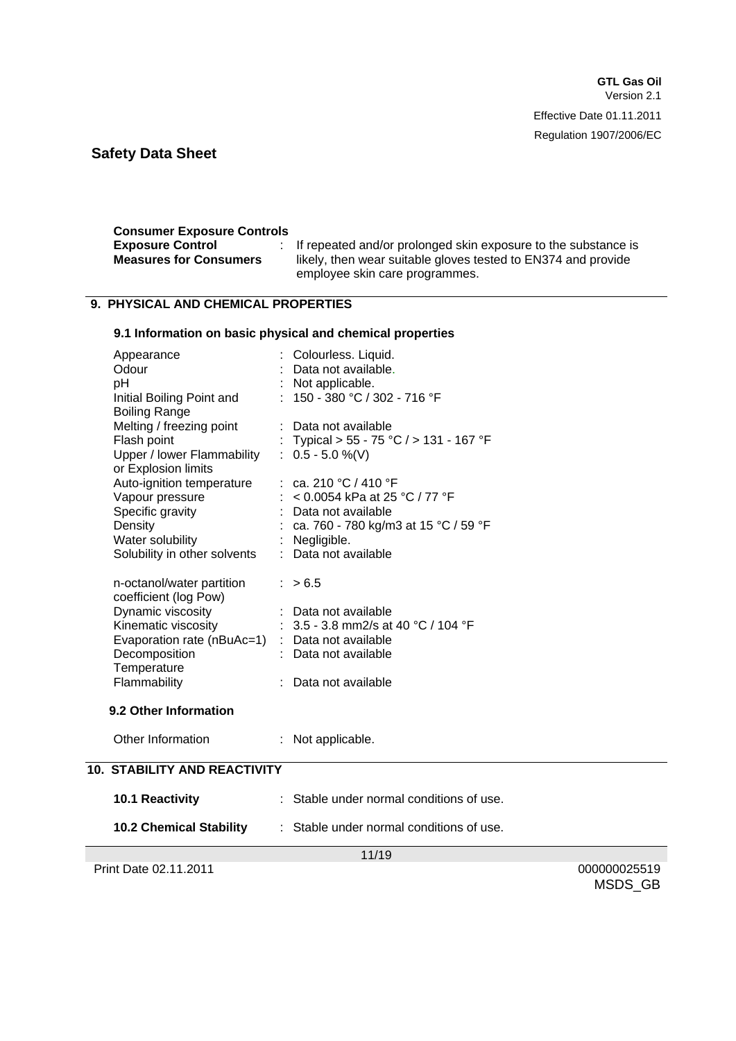**Consumer Exposure Controls**

| | |
|---|---|
| **Exposure Control Measures for Consumers** | : If repeated and/or prolonged skin exposure to the substance is likely, then wear suitable gloves tested to EN374 and provide employee skin care programmes. |

## 9. PHYSICAL AND CHEMICAL PROPERTIES

### 9.1 Information on basic physical and chemical properties

| | |
|---|---|
| Appearance | : Colourless. Liquid. |
| Odour | : Data not available. |
| pH | : Not applicable. |
| Initial Boiling Point and Boiling Range | : 150 - 380 °C / 302 - 716 °F |
| Melting / freezing point | : Data not available |
| Flash point | : Typical > 55 - 75 °C / > 131 - 167 °F |
| Upper / lower Flammability or Explosion limits | : 0.5 - 5.0 %(V) |
| Auto-ignition temperature | : ca. 210 °C / 410 °F |
| Vapour pressure | : < 0.0054 kPa at 25 °C / 77 °F |
| Specific gravity | : Data not available |
| Density | : ca. 760 - 780 kg/m3 at 15 °C / 59 °F |
| Water solubility | : Negligible. |
| Solubility in other solvents | : Data not available |
| n-octanol/water partition coefficient (log Pow) | : > 6.5 |
| Dynamic viscosity | : Data not available |
| Kinematic viscosity | : 3.5 - 3.8 mm2/s at 40 °C / 104 °F |
| Evaporation rate (nBuAc=1) | : Data not available |
| Decomposition Temperature | : Data not available |
| Flammability | : Data not available |

### 9.2 Other Information

| | |
|---|---|
| Other Information | : Not applicable. |

## 10. STABILITY AND REACTIVITY

| | |
|---|---|
| **10.1 Reactivity** | : Stable under normal conditions of use. |
| **10.2 Chemical Stability** | : Stable under normal conditions of use. |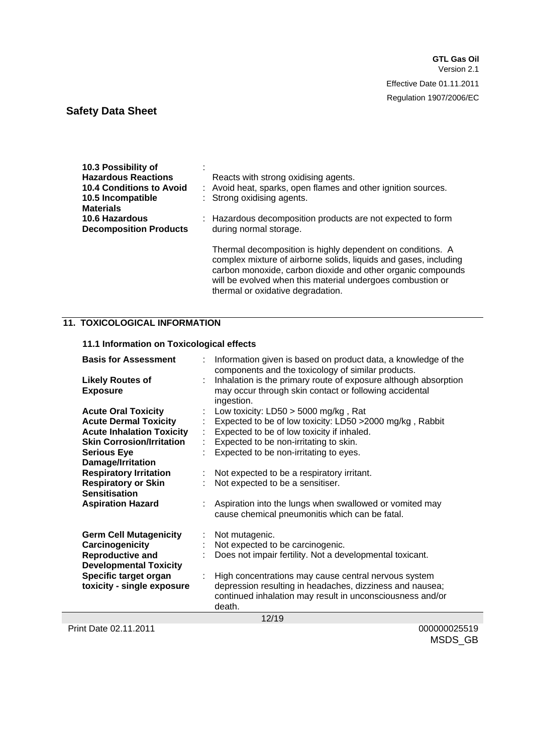| | | |
|---|---|---|
| **10.3 Possibility of Hazardous Reactions** | : | Reacts with strong oxidising agents. |
| **10.4 Conditions to Avoid** | : | Avoid heat, sparks, open flames and other ignition sources. |
| **10.5 Incompatible Materials** | : | Strong oxidising agents. |
| **10.6 Hazardous Decomposition Products** | : | Hazardous decomposition products are not expected to form during normal storage.<br><br>Thermal decomposition is highly dependent on conditions. A complex mixture of airborne solids, liquids and gases, including carbon monoxide, carbon dioxide and other organic compounds will be evolved when this material undergoes combustion or thermal or oxidative degradation. |

## 11. TOXICOLOGICAL INFORMATION

### 11.1 Information on Toxicological effects

| | | |
|---|---|---|
| **Basis for Assessment** | : | Information given is based on product data, a knowledge of the components and the toxicology of similar products. |
| **Likely Routes of Exposure** | : | Inhalation is the primary route of exposure although absorption may occur through skin contact or following accidental ingestion. |
| **Acute Oral Toxicity** | : | Low toxicity: LD50 > 5000 mg/kg , Rat |
| **Acute Dermal Toxicity** | : | Expected to be of low toxicity: LD50 >2000 mg/kg , Rabbit |
| **Acute Inhalation Toxicity** | : | Expected to be of low toxicity if inhaled. |
| **Skin Corrosion/Irritation** | : | Expected to be non-irritating to skin. |
| **Serious Eye Damage/Irritation** | : | Expected to be non-irritating to eyes. |
| **Respiratory Irritation** | : | Not expected to be a respiratory irritant. |
| **Respiratory or Skin Sensitisation** | : | Not expected to be a sensitiser. |
| **Aspiration Hazard** | : | Aspiration into the lungs when swallowed or vomited may cause chemical pneumonitis which can be fatal. |
| **Germ Cell Mutagenicity** | : | Not mutagenic. |
| **Carcinogenicity** | : | Not expected to be carcinogenic. |
| **Reproductive and Developmental Toxicity** | : | Does not impair fertility. Not a developmental toxicant. |
| **Specific target organ toxicity - single exposure** | : | High concentrations may cause central nervous system depression resulting in headaches, dizziness and nausea; continued inhalation may result in unconsciousness and/or death. |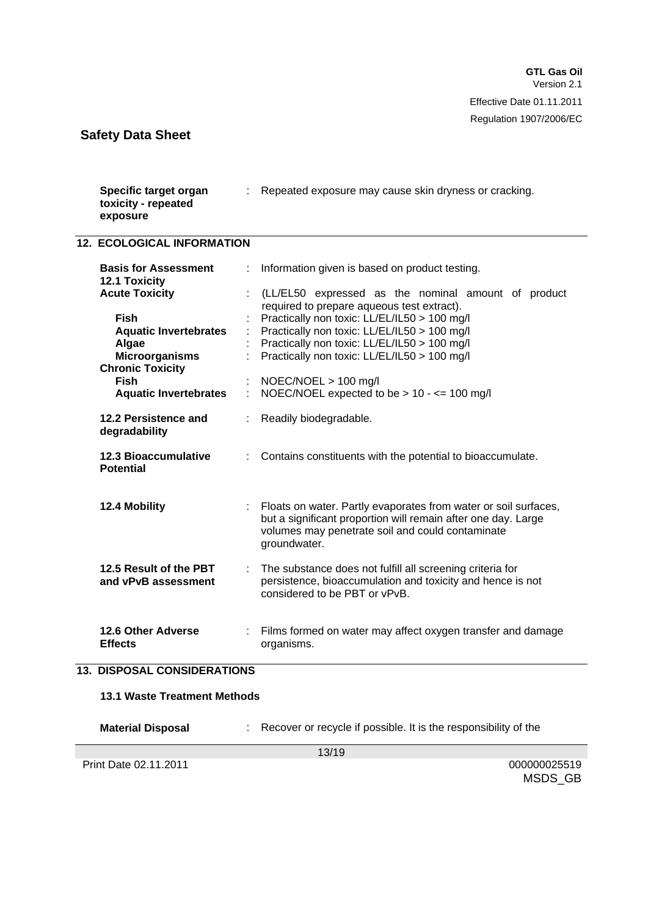**Specific target organ toxicity - repeated exposure** : Repeated exposure may cause skin dryness or cracking.

## 12. ECOLOGICAL INFORMATION

**Basis for Assessment** : Information given is based on product testing.

**12.1 Toxicity**

**Acute Toxicity** : (LL/EL50 expressed as the nominal amount of product required to prepare aqueous test extract).

- **Fish** : Practically non toxic: LL/EL/IL50 > 100 mg/l
- **Aquatic Invertebrates** : Practically non toxic: LL/EL/IL50 > 100 mg/l
- **Algae** : Practically non toxic: LL/EL/IL50 > 100 mg/l
- **Microorganisms** : Practically non toxic: LL/EL/IL50 > 100 mg/l

**Chronic Toxicity**

- **Fish** : NOEC/NOEL > 100 mg/l
- **Aquatic Invertebrates** : NOEC/NOEL expected to be > 10 - <= 100 mg/l

**12.2 Persistence and degradability** : Readily biodegradable.

**12.3 Bioaccumulative Potential** : Contains constituents with the potential to bioaccumulate.

**12.4 Mobility** : Floats on water. Partly evaporates from water or soil surfaces, but a significant proportion will remain after one day. Large volumes may penetrate soil and could contaminate groundwater.

**12.5 Result of the PBT and vPvB assessment** : The substance does not fulfill all screening criteria for persistence, bioaccumulation and toxicity and hence is not considered to be PBT or vPvB.

**12.6 Other Adverse Effects** : Films formed on water may affect oxygen transfer and damage organisms.

## 13. DISPOSAL CONSIDERATIONS

### 13.1 Waste Treatment Methods

**Material Disposal** : Recover or recycle if possible. It is the responsibility of the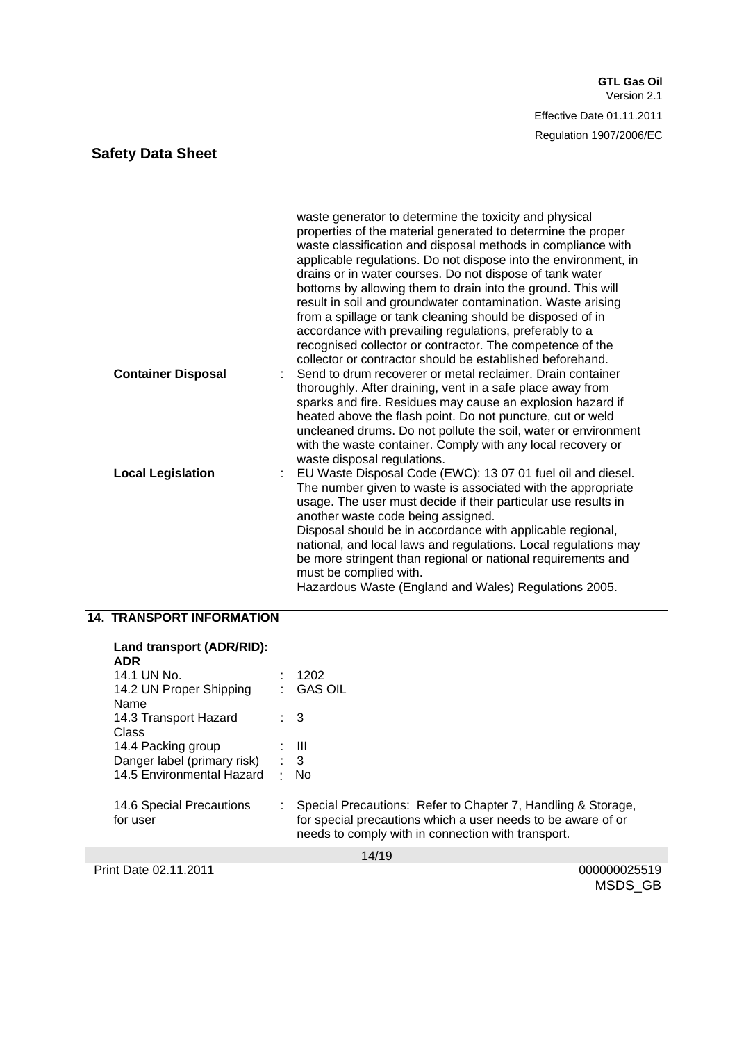| | |
|---|---|
| | waste generator to determine the toxicity and physical properties of the material generated to determine the proper waste classification and disposal methods in compliance with applicable regulations. Do not dispose into the environment, in drains or in water courses. Do not dispose of tank water bottoms by allowing them to drain into the ground. This will result in soil and groundwater contamination. Waste arising from a spillage or tank cleaning should be disposed of in accordance with prevailing regulations, preferably to a recognised collector or contractor. The competence of the collector or contractor should be established beforehand. |
| **Container Disposal** | : Send to drum recoverer or metal reclaimer. Drain container thoroughly. After draining, vent in a safe place away from sparks and fire. Residues may cause an explosion hazard if heated above the flash point. Do not puncture, cut or weld uncleaned drums. Do not pollute the soil, water or environment with the waste container. Comply with any local recovery or waste disposal regulations. |
| **Local Legislation** | : EU Waste Disposal Code (EWC): 13 07 01 fuel oil and diesel. The number given to waste is associated with the appropriate usage. The user must decide if their particular use results in another waste code being assigned.<br>Disposal should be in accordance with applicable regional, national, and local laws and regulations. Local regulations may be more stringent than regional or national requirements and must be complied with.<br>Hazardous Waste (England and Wales) Regulations 2005. |

## 14. TRANSPORT INFORMATION

**Land transport (ADR/RID):**
**ADR**

| | |
|---|---|
| 14.1 UN No. | : 1202 |
| 14.2 UN Proper Shipping Name | : GAS OIL |
| 14.3 Transport Hazard Class | : 3 |
| 14.4 Packing group | : III |
| Danger label (primary risk) | : 3 |
| 14.5 Environmental Hazard | : No |
| 14.6 Special Precautions for user | : Special Precautions: Refer to Chapter 7, Handling & Storage, for special precautions which a user needs to be aware of or needs to comply with in connection with transport. |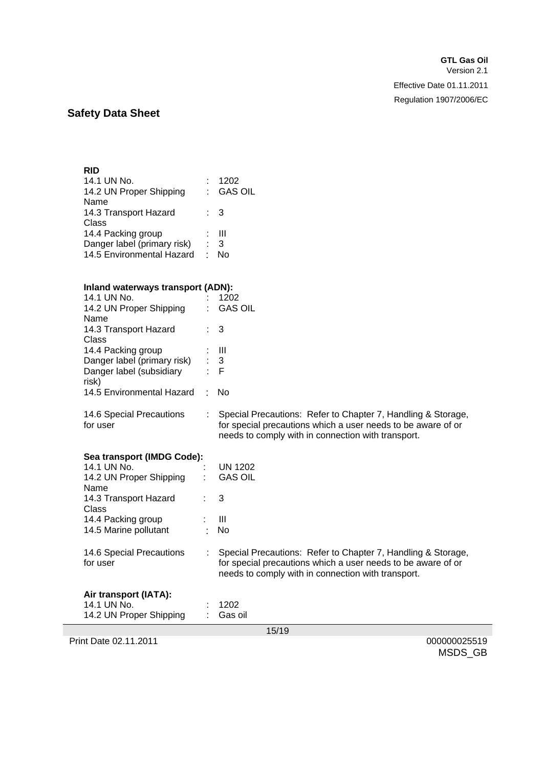**RID**

| | | |
|---|---|---|
| 14.1 UN No. | : | 1202 |
| 14.2 UN Proper Shipping Name | : | GAS OIL |
| 14.3 Transport Hazard Class | : | 3 |
| 14.4 Packing group | : | III |
| Danger label (primary risk) | : | 3 |
| 14.5 Environmental Hazard | : | No |

**Inland waterways transport (ADN):**

| | | |
|---|---|---|
| 14.1 UN No. | : | 1202 |
| 14.2 UN Proper Shipping Name | : | GAS OIL |
| 14.3 Transport Hazard Class | : | 3 |
| 14.4 Packing group | : | III |
| Danger label (primary risk) | : | 3 |
| Danger label (subsidiary risk) | : | F |
| 14.5 Environmental Hazard | : | No |
| 14.6 Special Precautions for user | : | Special Precautions: Refer to Chapter 7, Handling & Storage, for special precautions which a user needs to be aware of or needs to comply with in connection with transport. |

**Sea transport (IMDG Code):**

| | | |
|---|---|---|
| 14.1 UN No. | : | UN 1202 |
| 14.2 UN Proper Shipping Name | : | GAS OIL |
| 14.3 Transport Hazard Class | : | 3 |
| 14.4 Packing group | : | III |
| 14.5 Marine pollutant | : | No |
| 14.6 Special Precautions for user | : | Special Precautions: Refer to Chapter 7, Handling & Storage, for special precautions which a user needs to be aware of or needs to comply with in connection with transport. |

**Air transport (IATA):**

| | | |
|---|---|---|
| 14.1 UN No. | : | 1202 |
| 14.2 UN Proper Shipping | : | Gas oil |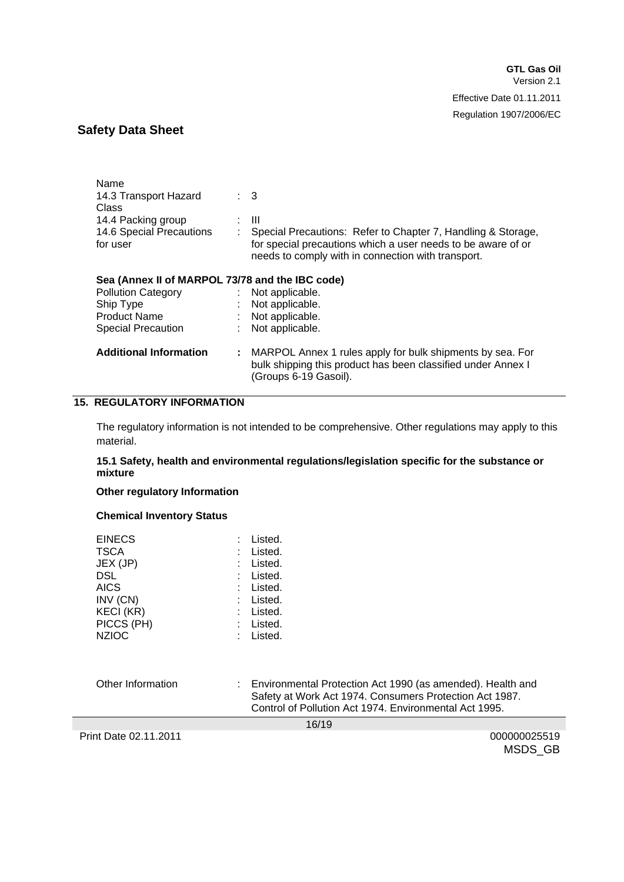| | | |
|---|---|---|
| Name | | |
| 14.3 Transport Hazard Class | : | 3 |
| 14.4 Packing group | : | III |
| 14.6 Special Precautions for user | : | Special Precautions: Refer to Chapter 7, Handling & Storage, for special precautions which a user needs to be aware of or needs to comply with in connection with transport. |

**Sea (Annex II of MARPOL 73/78 and the IBC code)**

| | | |
|---|---|---|
| Pollution Category | : | Not applicable. |
| Ship Type | : | Not applicable. |
| Product Name | : | Not applicable. |
| Special Precaution | : | Not applicable. |

**Additional Information** : MARPOL Annex 1 rules apply for bulk shipments by sea. For bulk shipping this product has been classified under Annex I (Groups 6-19 Gasoil).

## 15. REGULATORY INFORMATION

The regulatory information is not intended to be comprehensive. Other regulations may apply to this material.

**15.1 Safety, health and environmental regulations/legislation specific for the substance or mixture**

**Other regulatory Information**

**Chemical Inventory Status**

| | | |
|---|---|---|
| EINECS | : | Listed. |
| TSCA | : | Listed. |
| JEX (JP) | : | Listed. |
| DSL | : | Listed. |
| AICS | : | Listed. |
| INV (CN) | : | Listed. |
| KECI (KR) | : | Listed. |
| PICCS (PH) | : | Listed. |
| NZIOC | : | Listed. |

Other Information : Environmental Protection Act 1990 (as amended). Health and Safety at Work Act 1974. Consumers Protection Act 1987. Control of Pollution Act 1974. Environmental Act 1995.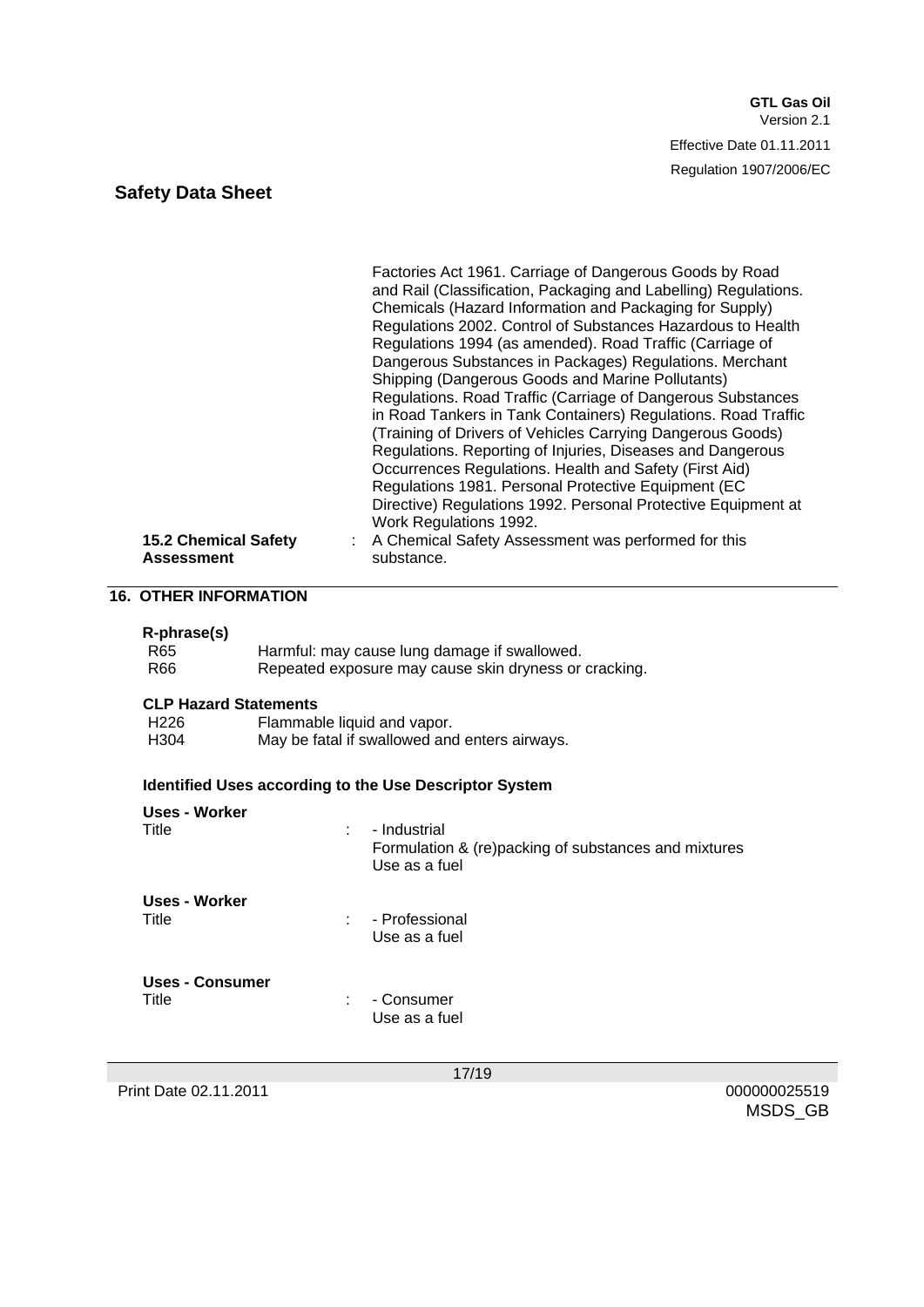Factories Act 1961. Carriage of Dangerous Goods by Road and Rail (Classification, Packaging and Labelling) Regulations. Chemicals (Hazard Information and Packaging for Supply) Regulations 2002. Control of Substances Hazardous to Health Regulations 1994 (as amended). Road Traffic (Carriage of Dangerous Substances in Packages) Regulations. Merchant Shipping (Dangerous Goods and Marine Pollutants) Regulations. Road Traffic (Carriage of Dangerous Substances in Road Tankers in Tank Containers) Regulations. Road Traffic (Training of Drivers of Vehicles Carrying Dangerous Goods) Regulations. Reporting of Injuries, Diseases and Dangerous Occurrences Regulations. Health and Safety (First Aid) Regulations 1981. Personal Protective Equipment (EC Directive) Regulations 1992. Personal Protective Equipment at Work Regulations 1992.

**15.2 Chemical Safety Assessment** : A Chemical Safety Assessment was performed for this substance.

## 16. OTHER INFORMATION

**R-phrase(s)**

| | |
|---|---|
| R65 | Harmful: may cause lung damage if swallowed. |
| R66 | Repeated exposure may cause skin dryness or cracking. |

**CLP Hazard Statements**

| | |
|---|---|
| H226 | Flammable liquid and vapor. |
| H304 | May be fatal if swallowed and enters airways. |

**Identified Uses according to the Use Descriptor System**

**Uses - Worker**

Title : - Industrial
Formulation & (re)packing of substances and mixtures
Use as a fuel

**Uses - Worker**

Title : - Professional
Use as a fuel

**Uses - Consumer**

Title : - Consumer
Use as a fuel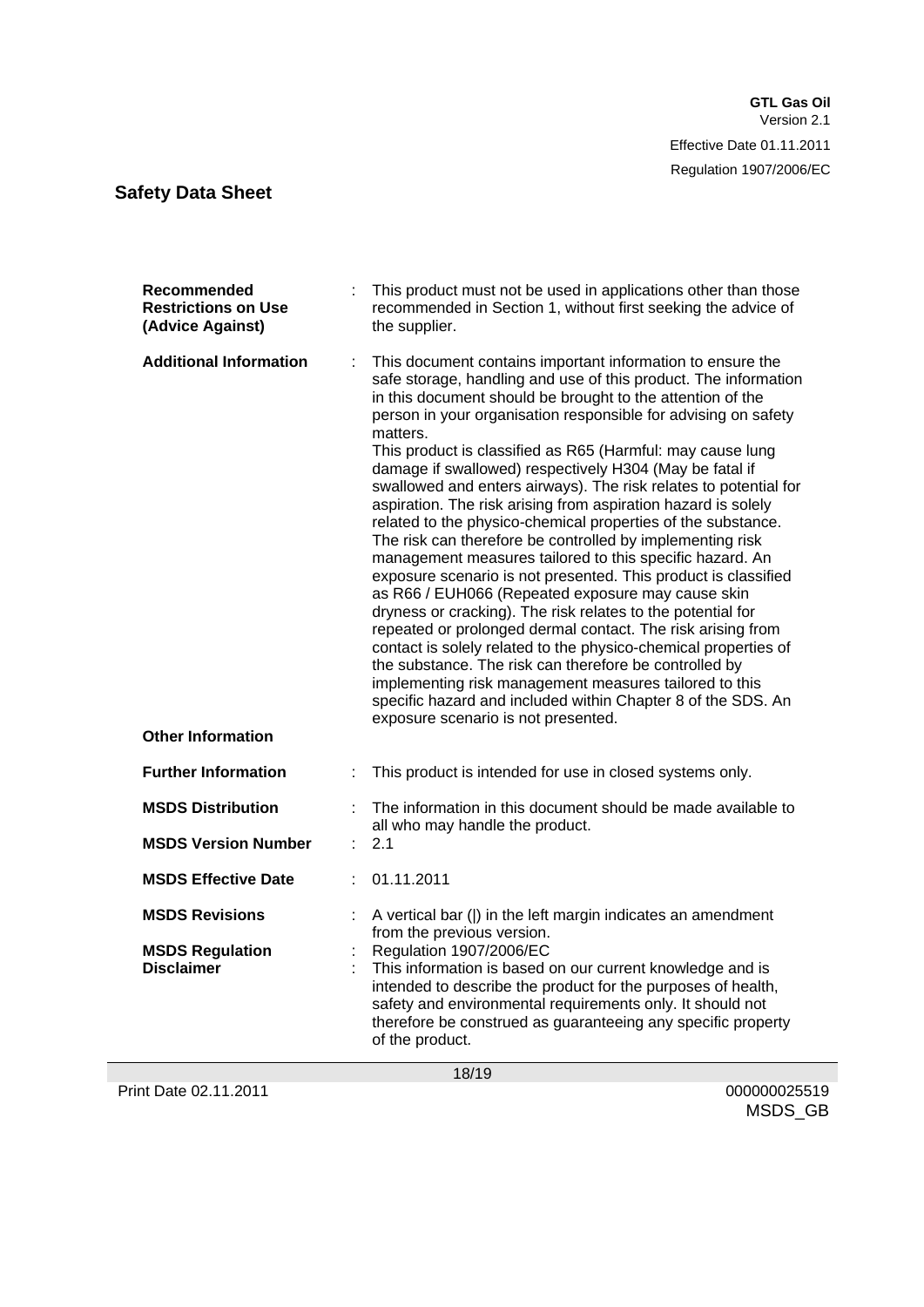| | | |
|---|---|---|
| **Recommended Restrictions on Use (Advice Against)** | : | This product must not be used in applications other than those recommended in Section 1, without first seeking the advice of the supplier. |
| **Additional Information** | : | This document contains important information to ensure the safe storage, handling and use of this product. The information in this document should be brought to the attention of the person in your organisation responsible for advising on safety matters. This product is classified as R65 (Harmful: may cause lung damage if swallowed) respectively H304 (May be fatal if swallowed and enters airways). The risk relates to potential for aspiration. The risk arising from aspiration hazard is solely related to the physico-chemical properties of the substance. The risk can therefore be controlled by implementing risk management measures tailored to this specific hazard. An exposure scenario is not presented. This product is classified as R66 / EUH066 (Repeated exposure may cause skin dryness or cracking). The risk relates to the potential for repeated or prolonged dermal contact. The risk arising from contact is solely related to the physico-chemical properties of the substance. The risk can therefore be controlled by implementing risk management measures tailored to this specific hazard and included within Chapter 8 of the SDS. An exposure scenario is not presented. |

**Other Information**

| | | |
|---|---|---|
| **Further Information** | : | This product is intended for use in closed systems only. |
| **MSDS Distribution** | : | The information in this document should be made available to all who may handle the product. |
| **MSDS Version Number** | : | 2.1 |
| **MSDS Effective Date** | : | 01.11.2011 |
| **MSDS Revisions** | : | A vertical bar (\|) in the left margin indicates an amendment from the previous version. |
| **MSDS Regulation** | : | Regulation 1907/2006/EC |
| **Disclaimer** | : | This information is based on our current knowledge and is intended to describe the product for the purposes of health, safety and environmental requirements only. It should not therefore be construed as guaranteeing any specific property of the product. |